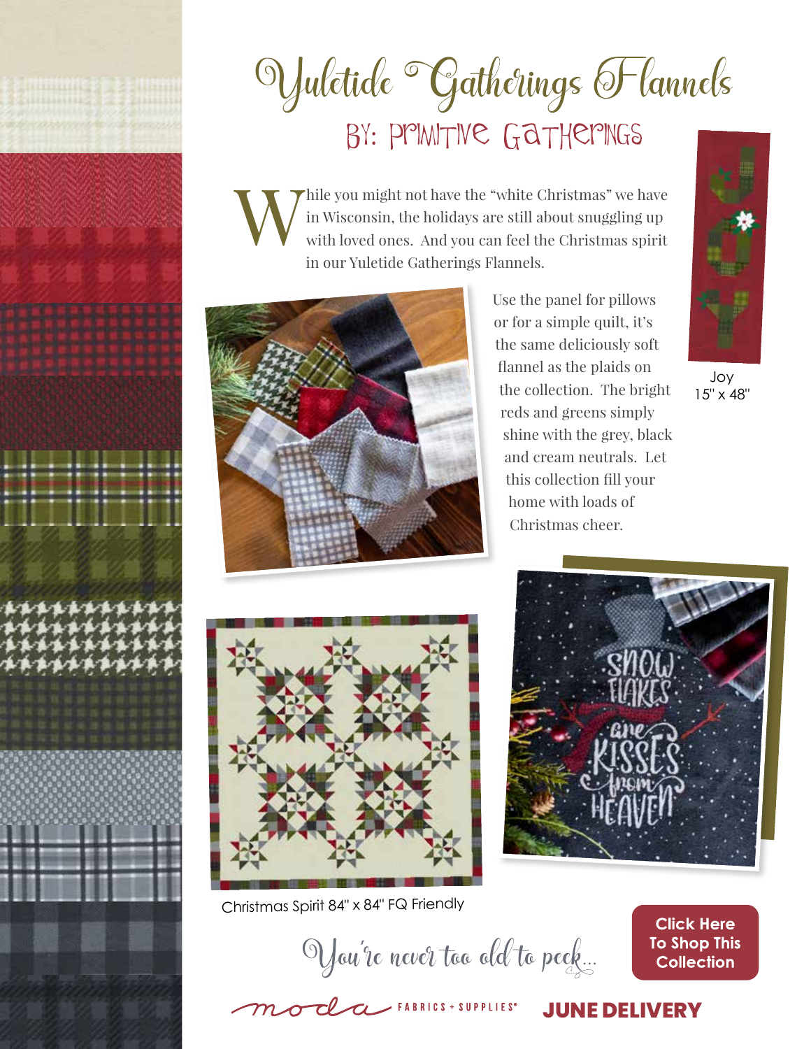# Yuletide Gatherings Flannels

## BY: PRIMITIVE GATHERINGS

While you might not have the "white Christmas" we have in Wisconsin, the holidays are still about snuggling up with loved ones. And you can feel the Christmas spirit in our Yuletide Gatherings Flannels.

Use the panel for pillows or for a simple quilt, it's the same deliciously soft flannel as the plaids on the collection. The bright reds and greens simply shine with the grey, black and cream neutrals. Let this collection fill your home with loads of Christmas cheer.

Joy
15" x 48"

Christmas Spirit 84" x 84" FQ Friendly

You're never too old to peek...

**Click Here To Shop This Collection**

moda FABRICS + SUPPLIES®

**JUNE DELIVERY**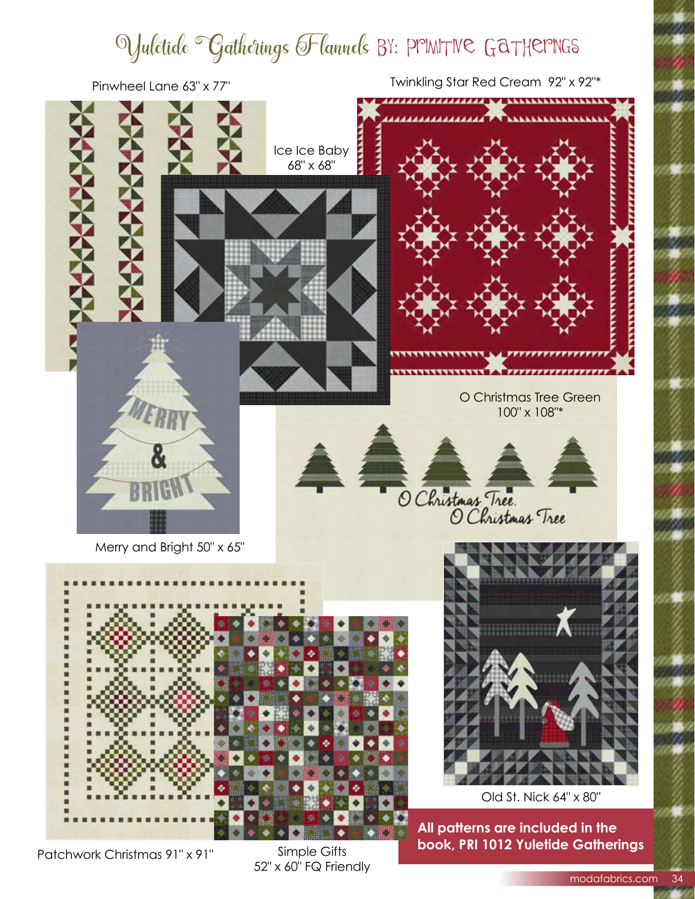# Yuletide Gatherings Flannels BY: PRIMITIVE GATHERINGS

Pinwheel Lane 63" x 77"

Twinkling Star Red Cream 92" x 92"*

Ice Ice Baby 68" x 68"

O Christmas Tree Green 100" x 108"*

Merry and Bright 50" x 65"

Old St. Nick 64" x 80"

Patchwork Christmas 91" x 91"

Simple Gifts 52" x 60" FQ Friendly

**All patterns are included in the book, PRI 1012 Yuletide Gatherings**

modafabrics.com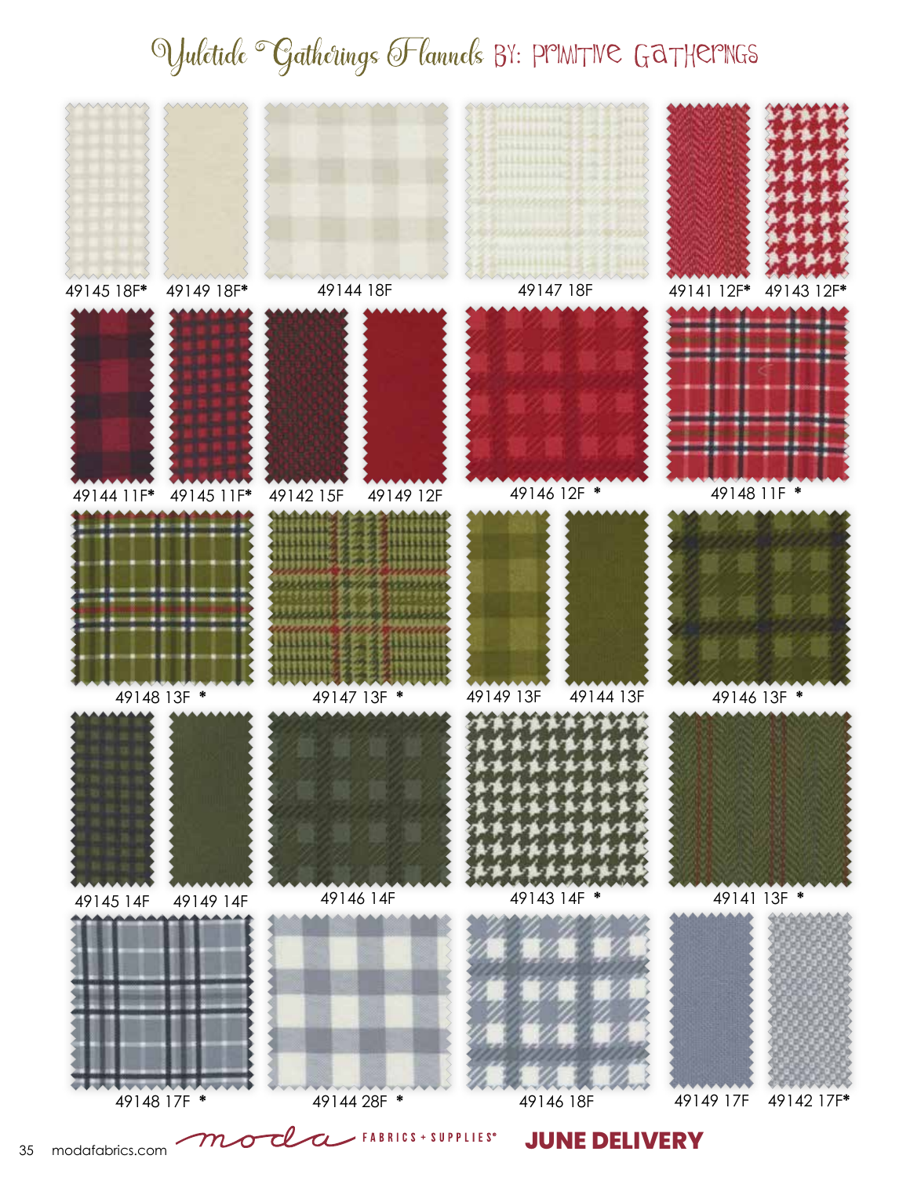# Yuletide Gatherings Flannels BY: PRIMITIVE GATHERINGS

49145 18F*
49149 18F*
49144 18F
49147 18F
49141 12F*
49143 12F*

49144 11F*
49145 11F*
49142 15F
49149 12F
49146 12F *
49148 11F *

49148 13F *
49147 13F *
49149 13F
49144 13F
49146 13F *

49145 14F
49149 14F
49146 14F
49143 14F *
49141 13F *

49148 17F *
49144 28F *
49146 18F
49149 17F
49142 17F*

modafabrics.com

moda FABRICS + SUPPLIES®

**JUNE DELIVERY**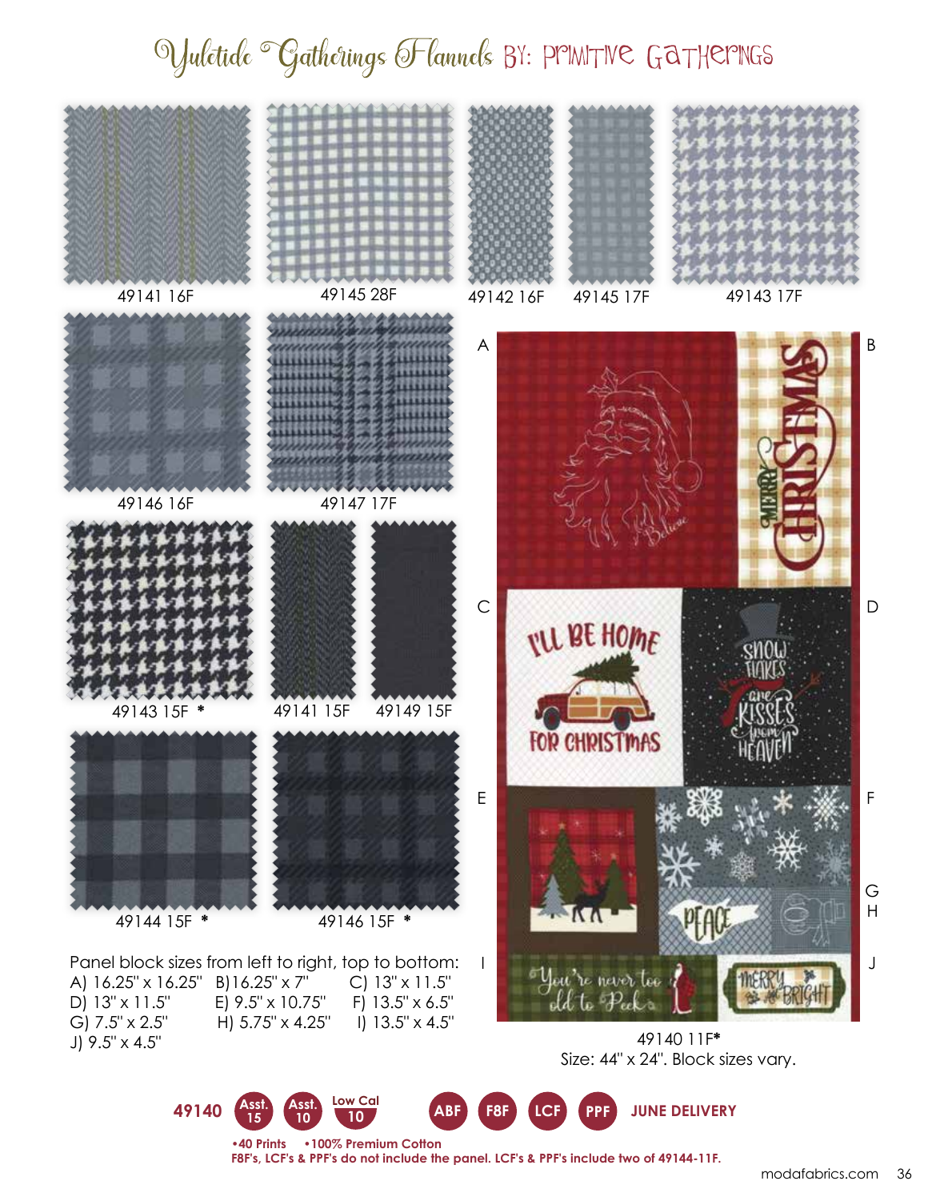# Yuletide Gatherings Flannels BY: PRIMITIVE GATHERINGS

49141 16F

49145 28F

49142 16F

49145 17F

49143 17F

49146 16F

49147 17F

49143 15F *

49141 15F

49149 15F

49144 15F *

49146 15F *

A

B

C

D

E

F

G

H

I

J

49140 11F*

Size: 44" x 24". Block sizes vary.

Panel block sizes from left to right, top to bottom:

A) 16.25" x 16.25" B) 16.25" x 7" C) 13" x 11.5"
D) 13" x 11.5" E) 9.5" x 10.75" F) 13.5" x 6.5"
G) 7.5" x 2.5" H) 5.75" x 4.25" I) 13.5" x 4.5"
J) 9.5" x 4.5"

**49140** Asst. 15 Asst. 10 Low Cal 10 ABF F8F LCF PPF **JUNE DELIVERY**

**•40 Prints •100% Premium Cotton**

**F8F's, LCF's & PPF's do not include the panel. LCF's & PPF's include two of 49144-11F.**

modafabrics.com